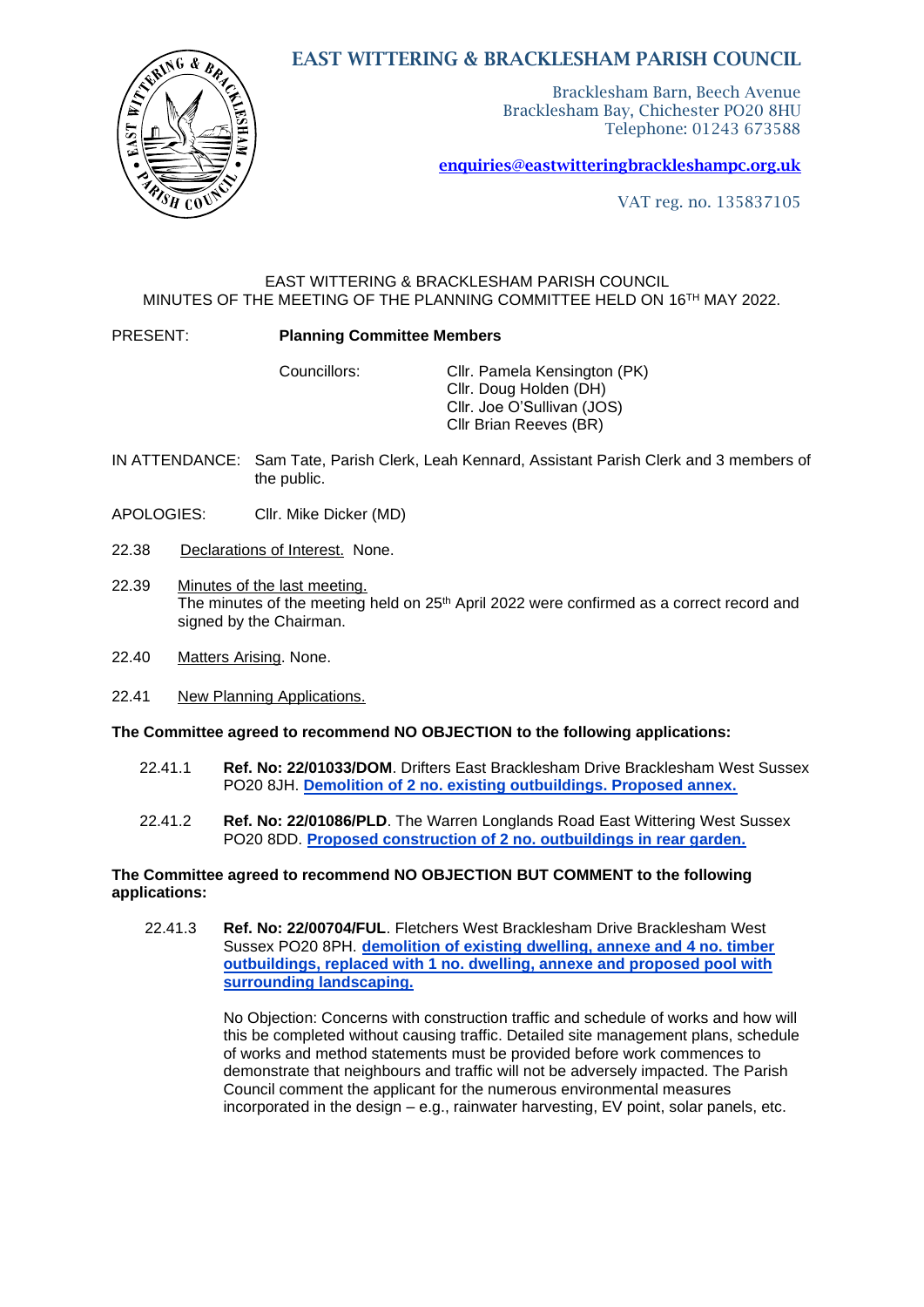# EAST WITTERING & BRACKLESHAM PARISH COUNCIL

Bracklesham Barn, Beech Avenue
Bracklesham Bay, Chichester PO20 8HU
Telephone: 01243 673588

enquiries@eastwitteringbrackleshampc.org.uk

VAT reg. no. 135837105

EAST WITTERING & BRACKLESHAM PARISH COUNCIL
MINUTES OF THE MEETING OF THE PLANNING COMMITTEE HELD ON 16TH MAY 2022.

PRESENT: **Planning Committee Members**

Councillors:
Cllr. Pamela Kensington (PK)
Cllr. Doug Holden (DH)
Cllr. Joe O'Sullivan (JOS)
Cllr Brian Reeves (BR)

IN ATTENDANCE: Sam Tate, Parish Clerk, Leah Kennard, Assistant Parish Clerk and 3 members of the public.

APOLOGIES: Cllr. Mike Dicker (MD)

22.38 Declarations of Interest. None.

22.39 Minutes of the last meeting.
The minutes of the meeting held on 25th April 2022 were confirmed as a correct record and signed by the Chairman.

22.40 Matters Arising. None.

22.41 New Planning Applications.

**The Committee agreed to recommend NO OBJECTION to the following applications:**

22.41.1 **Ref. No: 22/01033/DOM**. Drifters East Bracklesham Drive Bracklesham West Sussex PO20 8JH. **Demolition of 2 no. existing outbuildings. Proposed annex.**

22.41.2 **Ref. No: 22/01086/PLD**. The Warren Longlands Road East Wittering West Sussex PO20 8DD. **Proposed construction of 2 no. outbuildings in rear garden.**

**The Committee agreed to recommend NO OBJECTION BUT COMMENT to the following applications:**

22.41.3 **Ref. No: 22/00704/FUL**. Fletchers West Bracklesham Drive Bracklesham West Sussex PO20 8PH. **demolition of existing dwelling, annexe and 4 no. timber outbuildings, replaced with 1 no. dwelling, annexe and proposed pool with surrounding landscaping.**

No Objection: Concerns with construction traffic and schedule of works and how will this be completed without causing traffic. Detailed site management plans, schedule of works and method statements must be provided before work commences to demonstrate that neighbours and traffic will not be adversely impacted. The Parish Council comment the applicant for the numerous environmental measures incorporated in the design – e.g., rainwater harvesting, EV point, solar panels, etc.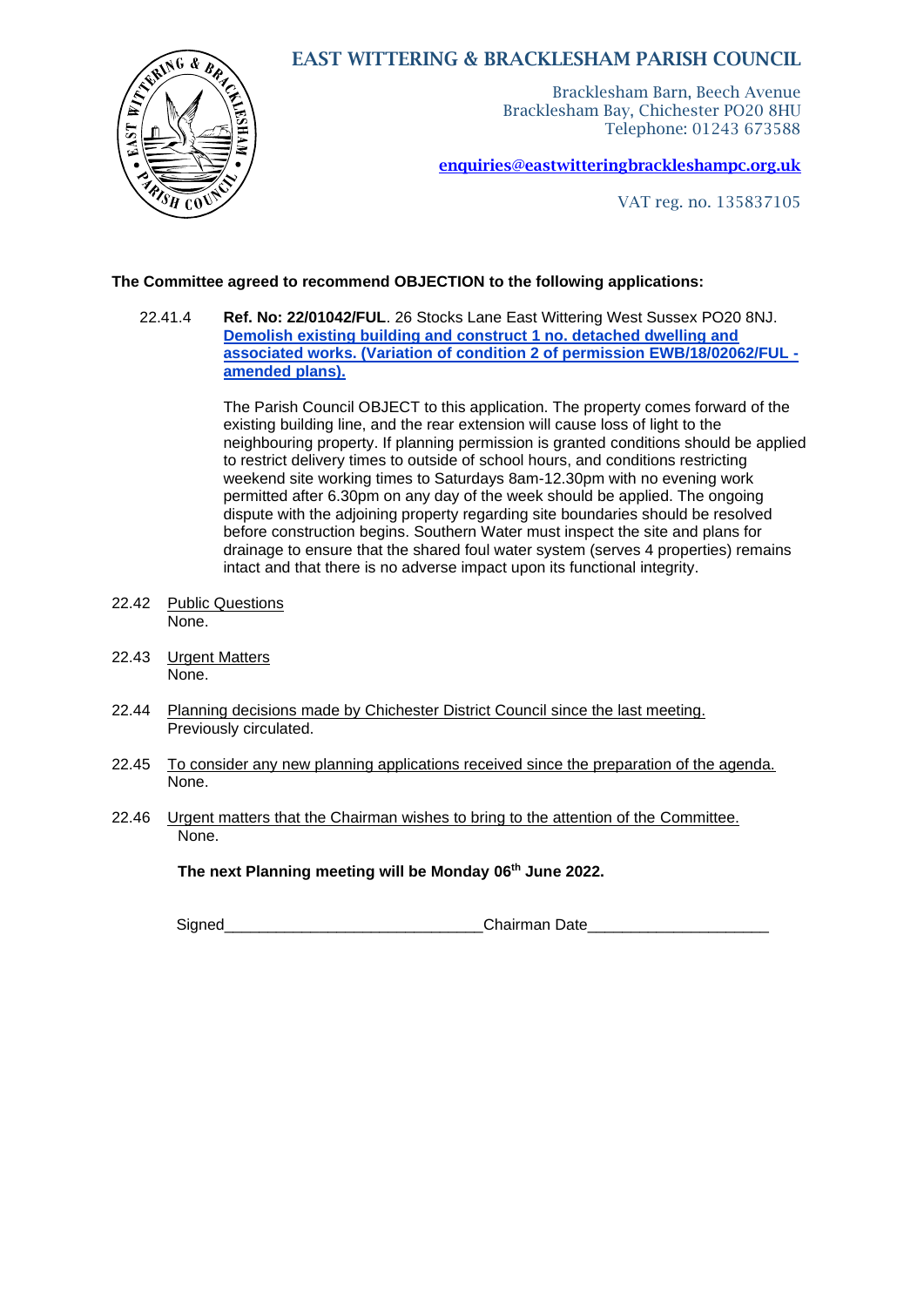# EAST WITTERING & BRACKLESHAM PARISH COUNCIL

Bracklesham Barn, Beech Avenue
Bracklesham Bay, Chichester PO20 8HU
Telephone: 01243 673588

enquiries@eastwitteringbrackleshampc.org.uk

VAT reg. no. 135837105

**The Committee agreed to recommend OBJECTION to the following applications:**

22.41.4 **Ref. No: 22/01042/FUL**. 26 Stocks Lane East Wittering West Sussex PO20 8NJ. **Demolish existing building and construct 1 no. detached dwelling and associated works. (Variation of condition 2 of permission EWB/18/02062/FUL - amended plans).**

The Parish Council OBJECT to this application. The property comes forward of the existing building line, and the rear extension will cause loss of light to the neighbouring property. If planning permission is granted conditions should be applied to restrict delivery times to outside of school hours, and conditions restricting weekend site working times to Saturdays 8am-12.30pm with no evening work permitted after 6.30pm on any day of the week should be applied. The ongoing dispute with the adjoining property regarding site boundaries should be resolved before construction begins. Southern Water must inspect the site and plans for drainage to ensure that the shared foul water system (serves 4 properties) remains intact and that there is no adverse impact upon its functional integrity.

22.42 Public Questions
None.

22.43 Urgent Matters
None.

22.44 Planning decisions made by Chichester District Council since the last meeting.
Previously circulated.

22.45 To consider any new planning applications received since the preparation of the agenda.
None.

22.46 Urgent matters that the Chairman wishes to bring to the attention of the Committee.
None.

**The next Planning meeting will be Monday 06th June 2022.**

Signed______________________________Chairman Date_____________________